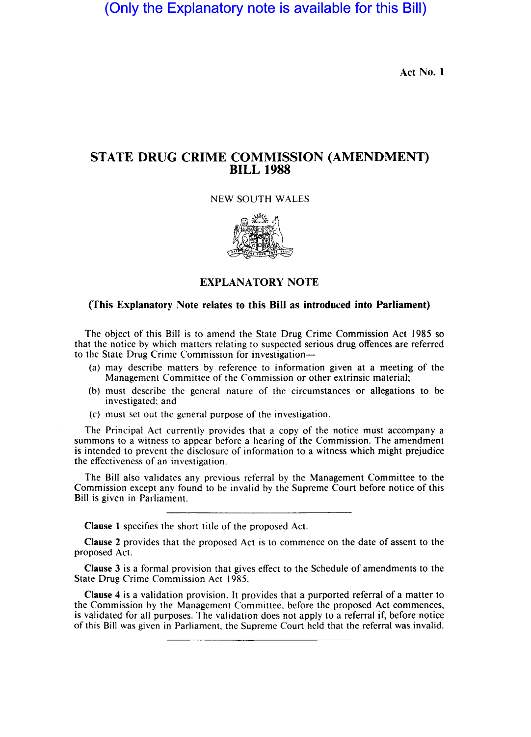(Only the Explanatory note is available for this Bill)

Act No. 1

# STATE DRUG CRIME COMMISSION (AMENDMENT) BILL 1988

NEW SOUTH WALES

## EXPLANATORY NOTE

**(This Explanatory Note relates to this Bill as introduced into Parliament)**

The object of this Bill is to amend the State Drug Crime Commission Act 1985 so that the notice by which matters relating to suspected serious drug offences are referred to the State Drug Crime Commission for investigation—

(a) may describe matters by reference to information given at a meeting of the Management Committee of the Commission or other extrinsic material;

(b) must describe the general nature of the circumstances or allegations to be investigated; and

(c) must set out the general purpose of the investigation.

The Principal Act currently provides that a copy of the notice must accompany a summons to a witness to appear before a hearing of the Commission. The amendment is intended to prevent the disclosure of information to a witness which might prejudice the effectiveness of an investigation.

The Bill also validates any previous referral by the Management Committee to the Commission except any found to be invalid by the Supreme Court before notice of this Bill is given in Parliament.

---

**Clause 1** specifies the short title of the proposed Act.

**Clause 2** provides that the proposed Act is to commence on the date of assent to the proposed Act.

**Clause 3** is a formal provision that gives effect to the Schedule of amendments to the State Drug Crime Commission Act 1985.

**Clause 4** is a validation provision. It provides that a purported referral of a matter to the Commission by the Management Committee, before the proposed Act commences, is validated for all purposes. The validation does not apply to a referral if, before notice of this Bill was given in Parliament, the Supreme Court held that the referral was invalid.

---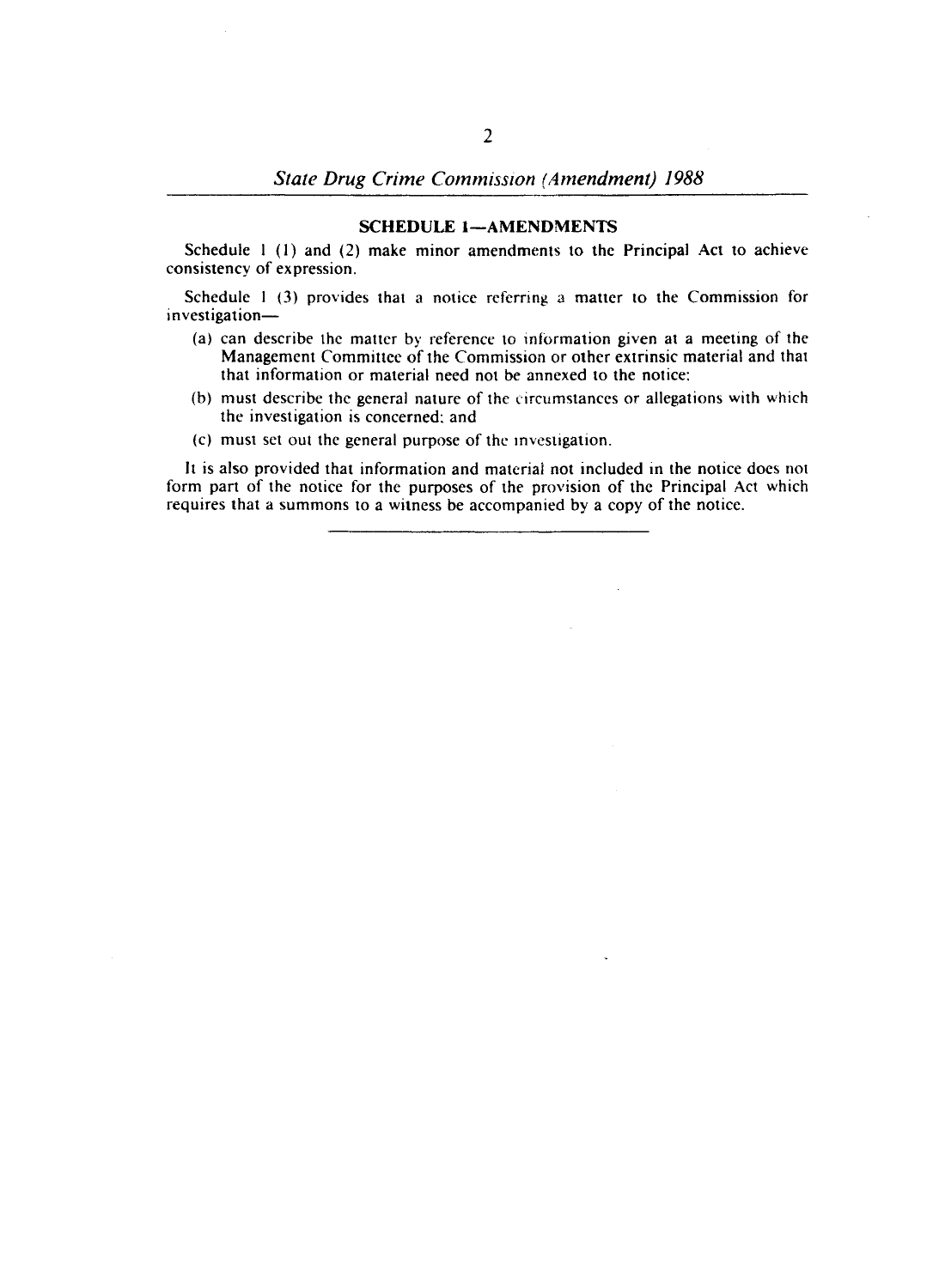## SCHEDULE 1—AMENDMENTS

Schedule 1 (1) and (2) make minor amendments to the Principal Act to achieve consistency of expression.

Schedule 1 (3) provides that a notice referring a matter to the Commission for investigation—

(a) can describe the matter by reference to information given at a meeting of the Management Committee of the Commission or other extrinsic material and that that information or material need not be annexed to the notice;

(b) must describe the general nature of the circumstances or allegations with which the investigation is concerned; and

(c) must set out the general purpose of the investigation.

It is also provided that information and material not included in the notice does not form part of the notice for the purposes of the provision of the Principal Act which requires that a summons to a witness be accompanied by a copy of the notice.